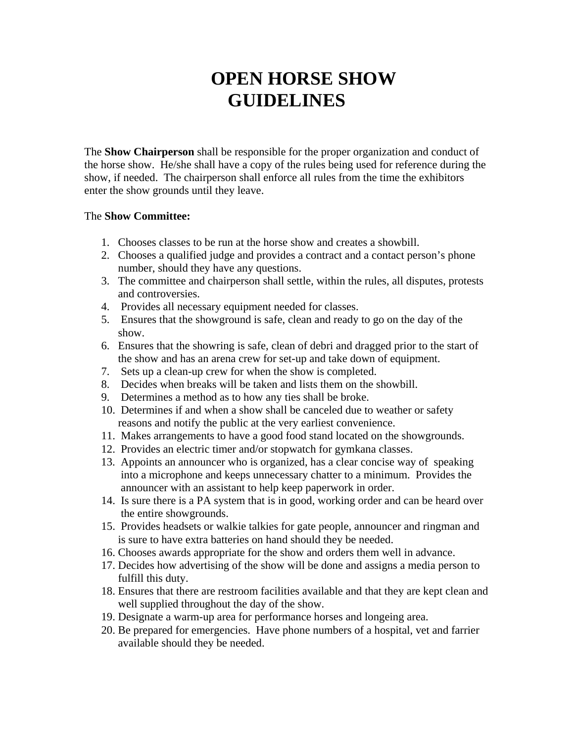# OPEN HORSE SHOW GUIDELINES

The **Show Chairperson** shall be responsible for the proper organization and conduct of the horse show. He/she shall have a copy of the rules being used for reference during the show, if needed. The chairperson shall enforce all rules from the time the exhibitors enter the show grounds until they leave.

The **Show Committee:**

1. Chooses classes to be run at the horse show and creates a showbill.
2. Chooses a qualified judge and provides a contract and a contact person's phone number, should they have any questions.
3. The committee and chairperson shall settle, within the rules, all disputes, protests and controversies.
4. Provides all necessary equipment needed for classes.
5. Ensures that the showground is safe, clean and ready to go on the day of the show.
6. Ensures that the showring is safe, clean of debri and dragged prior to the start of the show and has an arena crew for set-up and take down of equipment.
7. Sets up a clean-up crew for when the show is completed.
8. Decides when breaks will be taken and lists them on the showbill.
9. Determines a method as to how any ties shall be broke.
10. Determines if and when a show shall be canceled due to weather or safety reasons and notify the public at the very earliest convenience.
11. Makes arrangements to have a good food stand located on the showgrounds.
12. Provides an electric timer and/or stopwatch for gymkana classes.
13. Appoints an announcer who is organized, has a clear concise way of speaking into a microphone and keeps unnecessary chatter to a minimum. Provides the announcer with an assistant to help keep paperwork in order.
14. Is sure there is a PA system that is in good, working order and can be heard over the entire showgrounds.
15. Provides headsets or walkie talkies for gate people, announcer and ringman and is sure to have extra batteries on hand should they be needed.
16. Chooses awards appropriate for the show and orders them well in advance.
17. Decides how advertising of the show will be done and assigns a media person to fulfill this duty.
18. Ensures that there are restroom facilities available and that they are kept clean and well supplied throughout the day of the show.
19. Designate a warm-up area for performance horses and longeing area.
20. Be prepared for emergencies. Have phone numbers of a hospital, vet and farrier available should they be needed.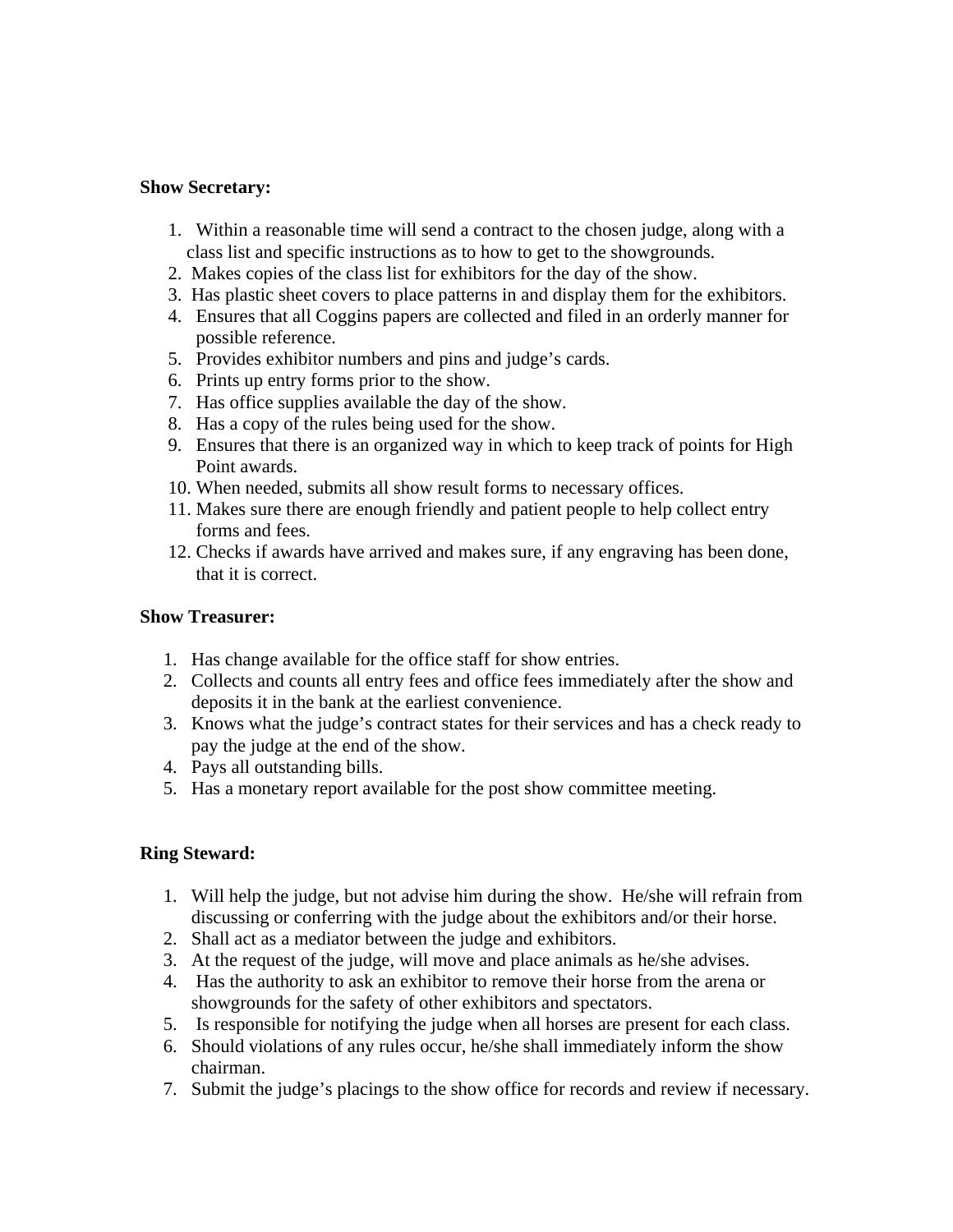**Show Secretary:**

1. Within a reasonable time will send a contract to the chosen judge, along with a class list and specific instructions as to how to get to the showgrounds.
2. Makes copies of the class list for exhibitors for the day of the show.
3. Has plastic sheet covers to place patterns in and display them for the exhibitors.
4. Ensures that all Coggins papers are collected and filed in an orderly manner for possible reference.
5. Provides exhibitor numbers and pins and judge's cards.
6. Prints up entry forms prior to the show.
7. Has office supplies available the day of the show.
8. Has a copy of the rules being used for the show.
9. Ensures that there is an organized way in which to keep track of points for High Point awards.
10. When needed, submits all show result forms to necessary offices.
11. Makes sure there are enough friendly and patient people to help collect entry forms and fees.
12. Checks if awards have arrived and makes sure, if any engraving has been done, that it is correct.

**Show Treasurer:**

1. Has change available for the office staff for show entries.
2. Collects and counts all entry fees and office fees immediately after the show and deposits it in the bank at the earliest convenience.
3. Knows what the judge's contract states for their services and has a check ready to pay the judge at the end of the show.
4. Pays all outstanding bills.
5. Has a monetary report available for the post show committee meeting.

**Ring Steward:**

1. Will help the judge, but not advise him during the show. He/she will refrain from discussing or conferring with the judge about the exhibitors and/or their horse.
2. Shall act as a mediator between the judge and exhibitors.
3. At the request of the judge, will move and place animals as he/she advises.
4. Has the authority to ask an exhibitor to remove their horse from the arena or showgrounds for the safety of other exhibitors and spectators.
5. Is responsible for notifying the judge when all horses are present for each class.
6. Should violations of any rules occur, he/she shall immediately inform the show chairman.
7. Submit the judge's placings to the show office for records and review if necessary.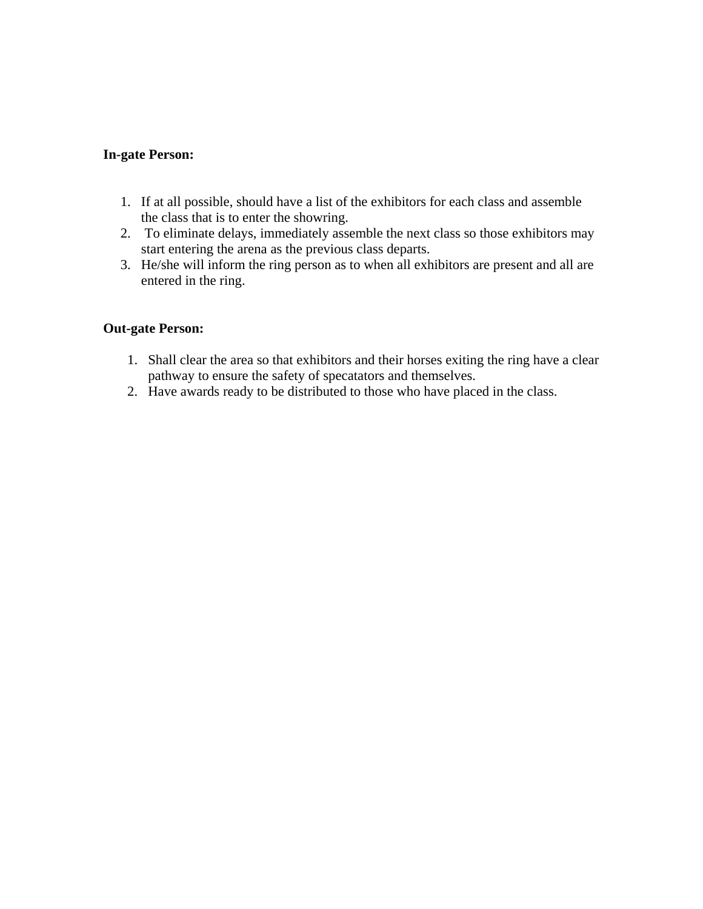**In-gate Person:**

1. If at all possible, should have a list of the exhibitors for each class and assemble the class that is to enter the showring.
2. To eliminate delays, immediately assemble the next class so those exhibitors may start entering the arena as the previous class departs.
3. He/she will inform the ring person as to when all exhibitors are present and all are entered in the ring.

**Out-gate Person:**

1. Shall clear the area so that exhibitors and their horses exiting the ring have a clear pathway to ensure the safety of specatators and themselves.
2. Have awards ready to be distributed to those who have placed in the class.